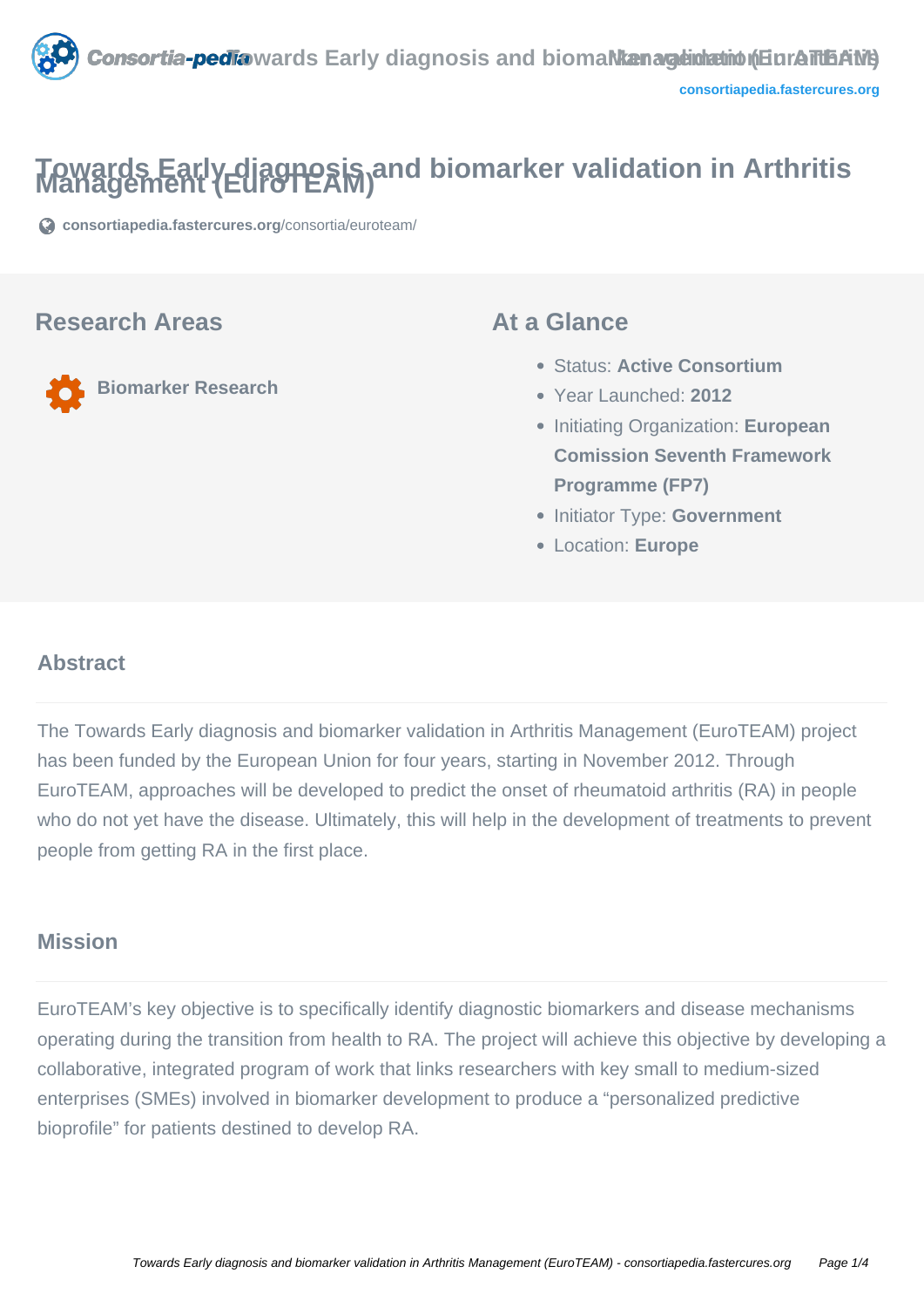# Towards Early diagnosis and biomarker validation in Arthritis Management (EuroTEAM)

consortiapedia.fastercures.org/consortia/euroteam/

## Research Areas

Biomarker Research

## At a Glance

- Status: **Active Consortium**
- Year Launched: **2012**
- Initiating Organization: **European Comission Seventh Framework Programme (FP7)**
- Initiator Type: **Government**
- Location: **Europe**

## Abstract

The Towards Early diagnosis and biomarker validation in Arthritis Management (EuroTEAM) project has been funded by the European Union for four years, starting in November 2012. Through EuroTEAM, approaches will be developed to predict the onset of rheumatoid arthritis (RA) in people who do not yet have the disease. Ultimately, this will help in the development of treatments to prevent people from getting RA in the first place.

## Mission

EuroTEAM's key objective is to specifically identify diagnostic biomarkers and disease mechanisms operating during the transition from health to RA. The project will achieve this objective by developing a collaborative, integrated program of work that links researchers with key small to medium-sized enterprises (SMEs) involved in biomarker development to produce a "personalized predictive bioprofile" for patients destined to develop RA.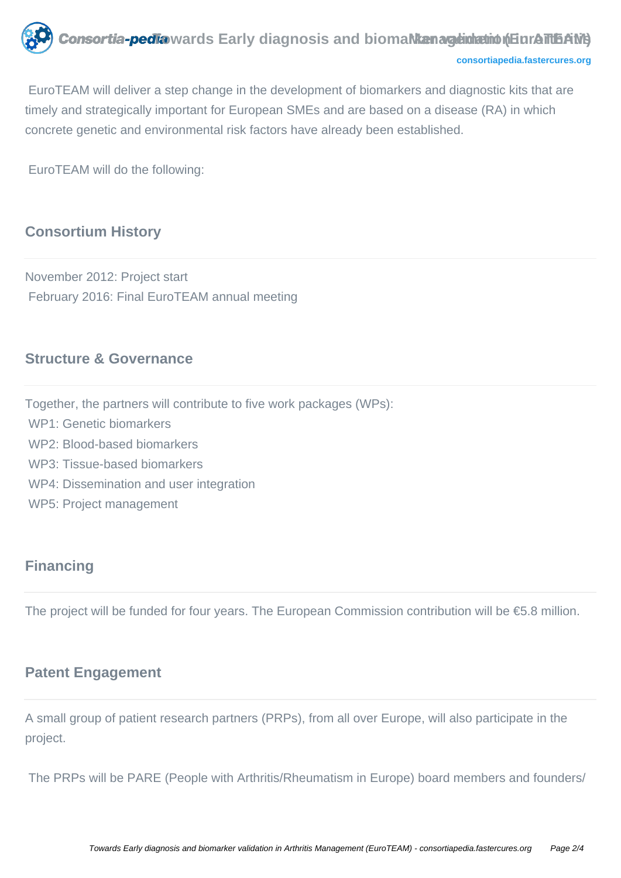EuroTEAM will deliver a step change in the development of biomarkers and diagnostic kits that are timely and strategically important for European SMEs and are based on a disease (RA) in which concrete genetic and environmental risk factors have already been established.

EuroTEAM will do the following:

## Consortium History

November 2012: Project start
February 2016: Final EuroTEAM annual meeting

## Structure & Governance

Together, the partners will contribute to five work packages (WPs):
WP1: Genetic biomarkers
WP2: Blood-based biomarkers
WP3: Tissue-based biomarkers
WP4: Dissemination and user integration
WP5: Project management

## Financing

The project will be funded for four years. The European Commission contribution will be €5.8 million.

## Patent Engagement

A small group of patient research partners (PRPs), from all over Europe, will also participate in the project.

The PRPs will be PARE (People with Arthritis/Rheumatism in Europe) board members and founders/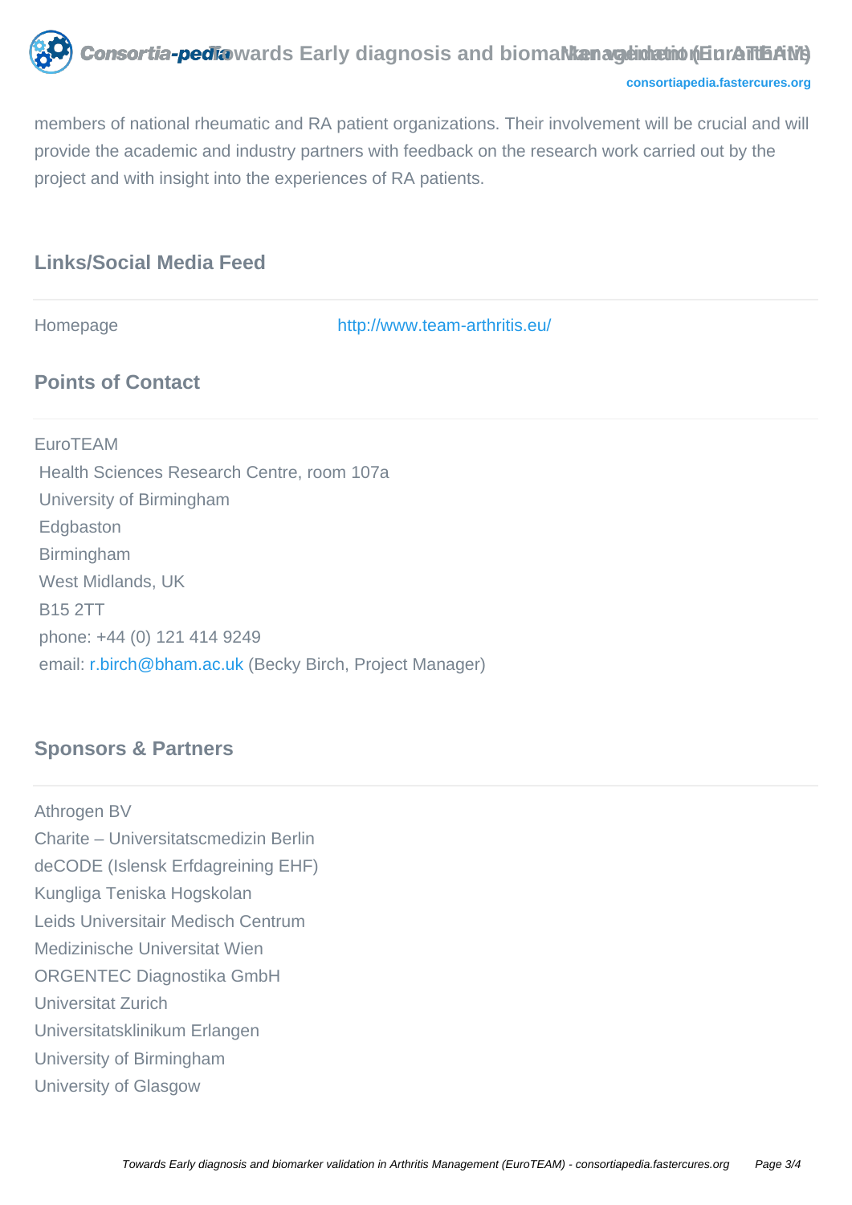members of national rheumatic and RA patient organizations. Their involvement will be crucial and will provide the academic and industry partners with feedback on the research work carried out by the project and with insight into the experiences of RA patients.

## Links/Social Media Feed

| Homepage | http://www.team-arthritis.eu/ |
|---|---|

## Points of Contact

EuroTEAM
Health Sciences Research Centre, room 107a
University of Birmingham
Edgbaston
Birmingham
West Midlands, UK
B15 2TT
phone: +44 (0) 121 414 9249
email: r.birch@bham.ac.uk (Becky Birch, Project Manager)

## Sponsors & Partners

Athrogen BV
Charite – Universitatscmedizin Berlin
deCODE (Islensk Erfdagreining EHF)
Kungliga Teniska Hogskolan
Leids Universitair Medisch Centrum
Medizinische Universitat Wien
ORGENTEC Diagnostika GmbH
Universitat Zurich
Universitatsklinikum Erlangen
University of Birmingham
University of Glasgow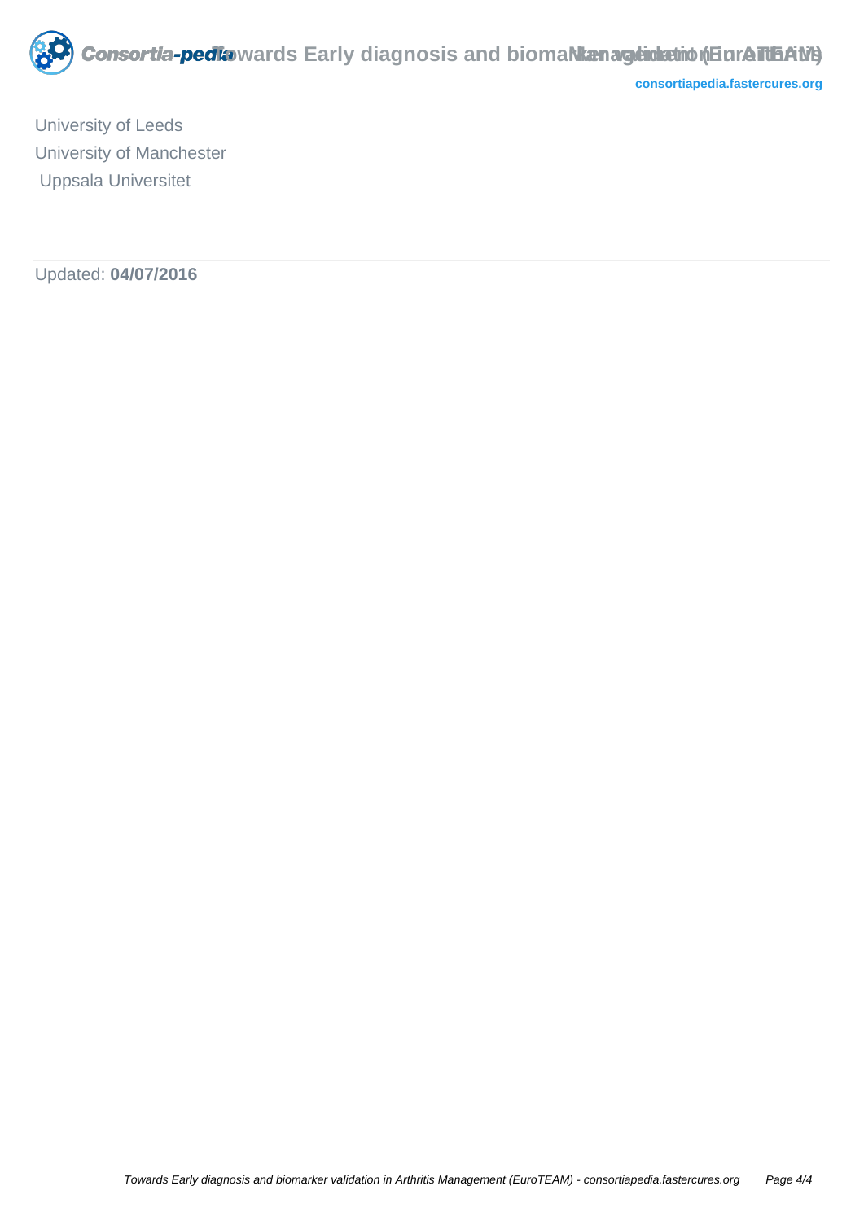University of Leeds
University of Manchester
Uppsala Universitet

Updated: **04/07/2016**